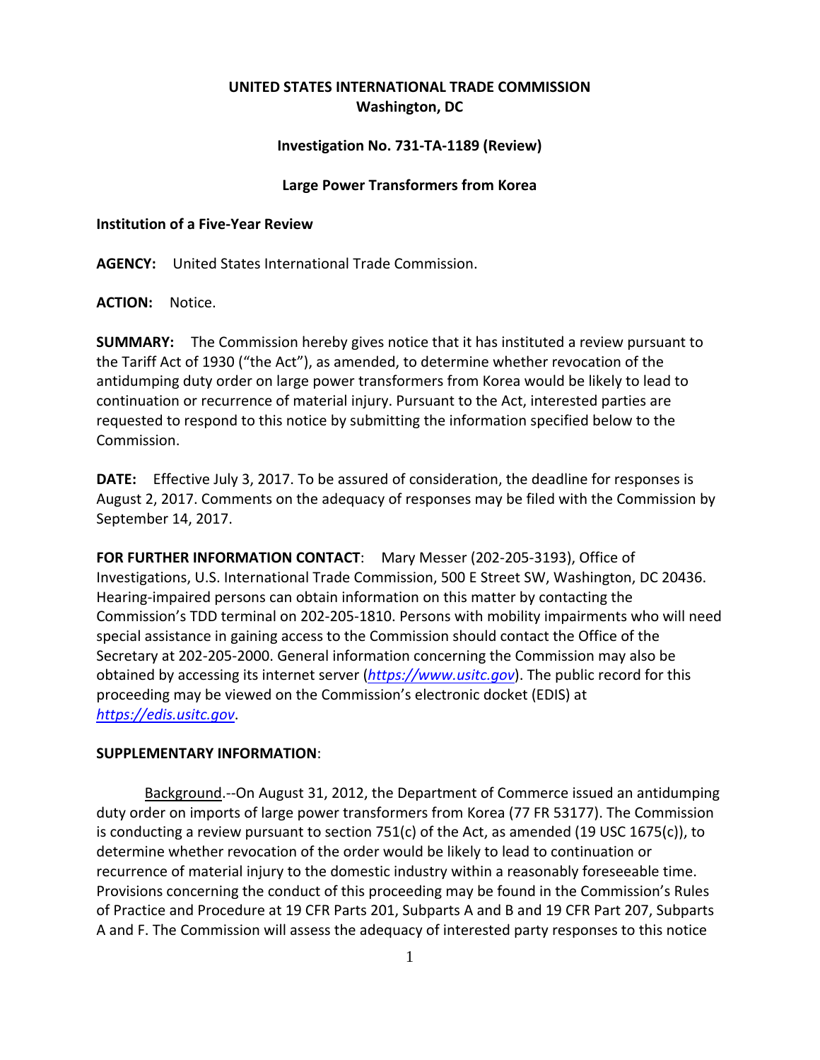**UNITED STATES INTERNATIONAL TRADE COMMISSION**
**Washington, DC**

**Investigation No. 731-TA-1189 (Review)**

**Large Power Transformers from Korea**

**Institution of a Five-Year Review**

**AGENCY:** United States International Trade Commission.

**ACTION:** Notice.

**SUMMARY:** The Commission hereby gives notice that it has instituted a review pursuant to the Tariff Act of 1930 ("the Act"), as amended, to determine whether revocation of the antidumping duty order on large power transformers from Korea would be likely to lead to continuation or recurrence of material injury. Pursuant to the Act, interested parties are requested to respond to this notice by submitting the information specified below to the Commission.

**DATE:** Effective July 3, 2017. To be assured of consideration, the deadline for responses is August 2, 2017. Comments on the adequacy of responses may be filed with the Commission by September 14, 2017.

**FOR FURTHER INFORMATION CONTACT**: Mary Messer (202-205-3193), Office of Investigations, U.S. International Trade Commission, 500 E Street SW, Washington, DC 20436. Hearing-impaired persons can obtain information on this matter by contacting the Commission's TDD terminal on 202-205-1810. Persons with mobility impairments who will need special assistance in gaining access to the Commission should contact the Office of the Secretary at 202-205-2000. General information concerning the Commission may also be obtained by accessing its internet server (*https://www.usitc.gov*). The public record for this proceeding may be viewed on the Commission's electronic docket (EDIS) at *https://edis.usitc.gov*.

**SUPPLEMENTARY INFORMATION**:

Background.--On August 31, 2012, the Department of Commerce issued an antidumping duty order on imports of large power transformers from Korea (77 FR 53177). The Commission is conducting a review pursuant to section 751(c) of the Act, as amended (19 USC 1675(c)), to determine whether revocation of the order would be likely to lead to continuation or recurrence of material injury to the domestic industry within a reasonably foreseeable time. Provisions concerning the conduct of this proceeding may be found in the Commission's Rules of Practice and Procedure at 19 CFR Parts 201, Subparts A and B and 19 CFR Part 207, Subparts A and F. The Commission will assess the adequacy of interested party responses to this notice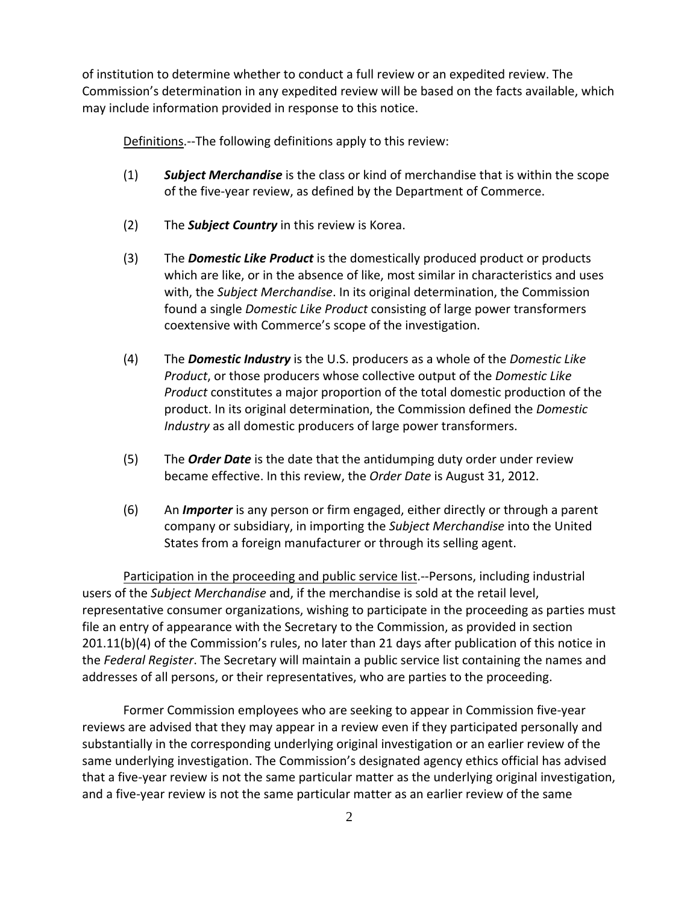of institution to determine whether to conduct a full review or an expedited review. The Commission's determination in any expedited review will be based on the facts available, which may include information provided in response to this notice.

Definitions.--The following definitions apply to this review:

(1) ***Subject Merchandise*** is the class or kind of merchandise that is within the scope of the five-year review, as defined by the Department of Commerce.

(2) The ***Subject Country*** in this review is Korea.

(3) The ***Domestic Like Product*** is the domestically produced product or products which are like, or in the absence of like, most similar in characteristics and uses with, the *Subject Merchandise*. In its original determination, the Commission found a single *Domestic Like Product* consisting of large power transformers coextensive with Commerce's scope of the investigation.

(4) The ***Domestic Industry*** is the U.S. producers as a whole of the *Domestic Like Product*, or those producers whose collective output of the *Domestic Like Product* constitutes a major proportion of the total domestic production of the product. In its original determination, the Commission defined the *Domestic Industry* as all domestic producers of large power transformers.

(5) The ***Order Date*** is the date that the antidumping duty order under review became effective. In this review, the *Order Date* is August 31, 2012.

(6) An ***Importer*** is any person or firm engaged, either directly or through a parent company or subsidiary, in importing the *Subject Merchandise* into the United States from a foreign manufacturer or through its selling agent.

Participation in the proceeding and public service list.--Persons, including industrial users of the *Subject Merchandise* and, if the merchandise is sold at the retail level, representative consumer organizations, wishing to participate in the proceeding as parties must file an entry of appearance with the Secretary to the Commission, as provided in section 201.11(b)(4) of the Commission's rules, no later than 21 days after publication of this notice in the *Federal Register*. The Secretary will maintain a public service list containing the names and addresses of all persons, or their representatives, who are parties to the proceeding.

Former Commission employees who are seeking to appear in Commission five-year reviews are advised that they may appear in a review even if they participated personally and substantially in the corresponding underlying original investigation or an earlier review of the same underlying investigation. The Commission's designated agency ethics official has advised that a five-year review is not the same particular matter as the underlying original investigation, and a five-year review is not the same particular matter as an earlier review of the same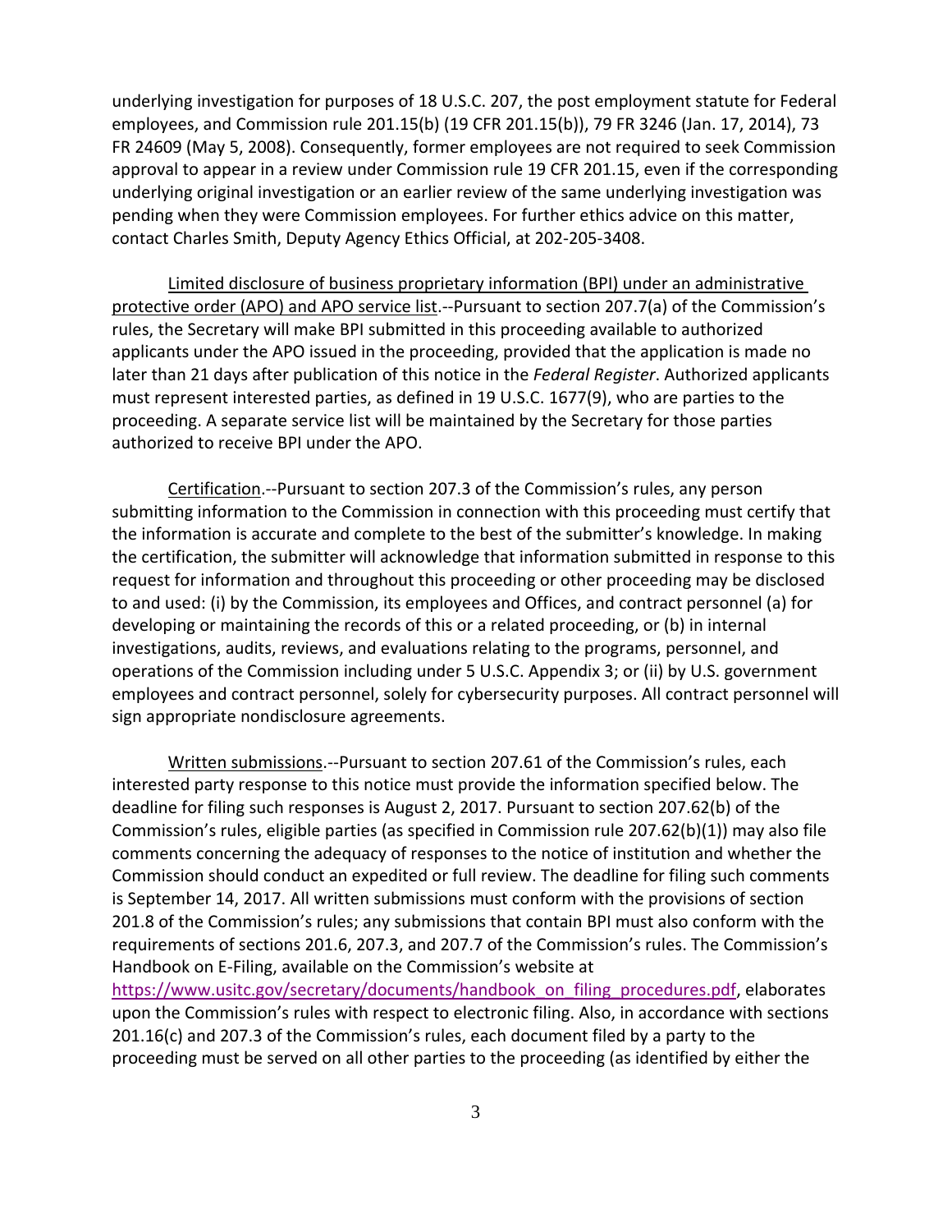underlying investigation for purposes of 18 U.S.C. 207, the post employment statute for Federal employees, and Commission rule 201.15(b) (19 CFR 201.15(b)), 79 FR 3246 (Jan. 17, 2014), 73 FR 24609 (May 5, 2008). Consequently, former employees are not required to seek Commission approval to appear in a review under Commission rule 19 CFR 201.15, even if the corresponding underlying original investigation or an earlier review of the same underlying investigation was pending when they were Commission employees. For further ethics advice on this matter, contact Charles Smith, Deputy Agency Ethics Official, at 202-205-3408.

Limited disclosure of business proprietary information (BPI) under an administrative protective order (APO) and APO service list.--Pursuant to section 207.7(a) of the Commission's rules, the Secretary will make BPI submitted in this proceeding available to authorized applicants under the APO issued in the proceeding, provided that the application is made no later than 21 days after publication of this notice in the *Federal Register*. Authorized applicants must represent interested parties, as defined in 19 U.S.C. 1677(9), who are parties to the proceeding. A separate service list will be maintained by the Secretary for those parties authorized to receive BPI under the APO.

Certification.--Pursuant to section 207.3 of the Commission's rules, any person submitting information to the Commission in connection with this proceeding must certify that the information is accurate and complete to the best of the submitter's knowledge. In making the certification, the submitter will acknowledge that information submitted in response to this request for information and throughout this proceeding or other proceeding may be disclosed to and used: (i) by the Commission, its employees and Offices, and contract personnel (a) for developing or maintaining the records of this or a related proceeding, or (b) in internal investigations, audits, reviews, and evaluations relating to the programs, personnel, and operations of the Commission including under 5 U.S.C. Appendix 3; or (ii) by U.S. government employees and contract personnel, solely for cybersecurity purposes. All contract personnel will sign appropriate nondisclosure agreements.

Written submissions.--Pursuant to section 207.61 of the Commission's rules, each interested party response to this notice must provide the information specified below. The deadline for filing such responses is August 2, 2017. Pursuant to section 207.62(b) of the Commission's rules, eligible parties (as specified in Commission rule 207.62(b)(1)) may also file comments concerning the adequacy of responses to the notice of institution and whether the Commission should conduct an expedited or full review. The deadline for filing such comments is September 14, 2017. All written submissions must conform with the provisions of section 201.8 of the Commission's rules; any submissions that contain BPI must also conform with the requirements of sections 201.6, 207.3, and 207.7 of the Commission's rules. The Commission's Handbook on E-Filing, available on the Commission's website at https://www.usitc.gov/secretary/documents/handbook_on_filing_procedures.pdf, elaborates upon the Commission's rules with respect to electronic filing. Also, in accordance with sections 201.16(c) and 207.3 of the Commission's rules, each document filed by a party to the proceeding must be served on all other parties to the proceeding (as identified by either the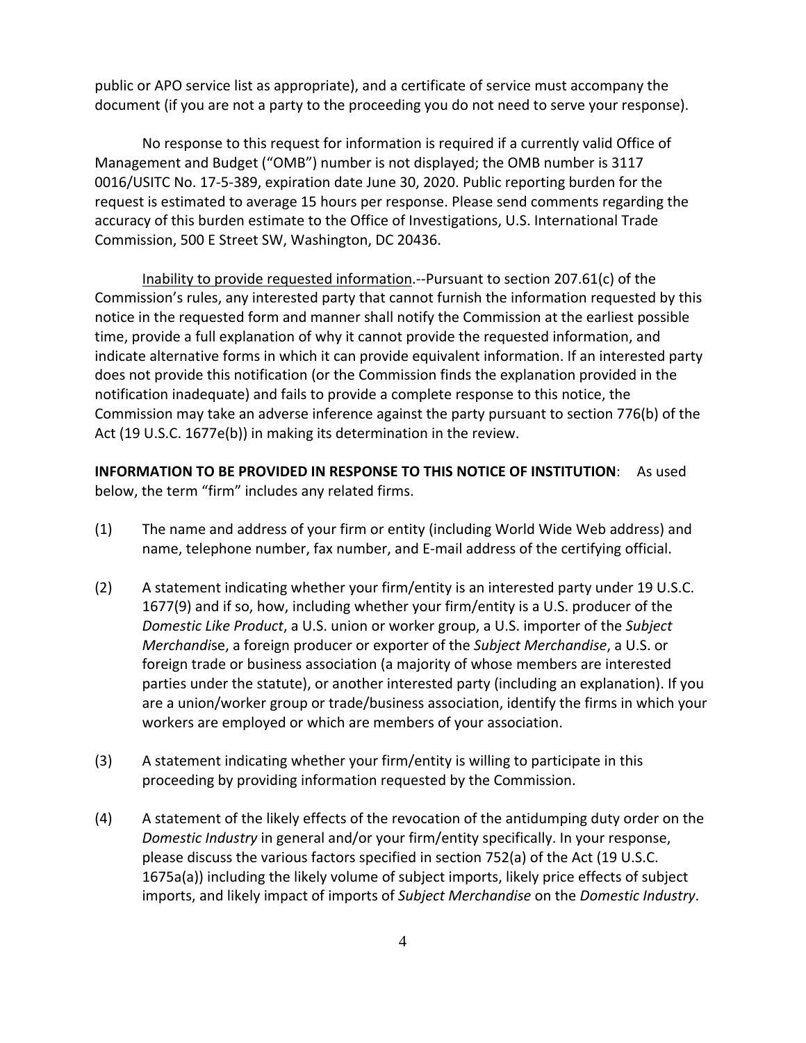public or APO service list as appropriate), and a certificate of service must accompany the document (if you are not a party to the proceeding you do not need to serve your response).

No response to this request for information is required if a currently valid Office of Management and Budget ("OMB") number is not displayed; the OMB number is 3117 0016/USITC No. 17-5-389, expiration date June 30, 2020. Public reporting burden for the request is estimated to average 15 hours per response. Please send comments regarding the accuracy of this burden estimate to the Office of Investigations, U.S. International Trade Commission, 500 E Street SW, Washington, DC 20436.

Inability to provide requested information.--Pursuant to section 207.61(c) of the Commission's rules, any interested party that cannot furnish the information requested by this notice in the requested form and manner shall notify the Commission at the earliest possible time, provide a full explanation of why it cannot provide the requested information, and indicate alternative forms in which it can provide equivalent information. If an interested party does not provide this notification (or the Commission finds the explanation provided in the notification inadequate) and fails to provide a complete response to this notice, the Commission may take an adverse inference against the party pursuant to section 776(b) of the Act (19 U.S.C. 1677e(b)) in making its determination in the review.

**INFORMATION TO BE PROVIDED IN RESPONSE TO THIS NOTICE OF INSTITUTION**: As used below, the term "firm" includes any related firms.

(1) The name and address of your firm or entity (including World Wide Web address) and name, telephone number, fax number, and E-mail address of the certifying official.

(2) A statement indicating whether your firm/entity is an interested party under 19 U.S.C. 1677(9) and if so, how, including whether your firm/entity is a U.S. producer of the *Domestic Like Product*, a U.S. union or worker group, a U.S. importer of the *Subject Merchandise*, a foreign producer or exporter of the *Subject Merchandise*, a U.S. or foreign trade or business association (a majority of whose members are interested parties under the statute), or another interested party (including an explanation). If you are a union/worker group or trade/business association, identify the firms in which your workers are employed or which are members of your association.

(3) A statement indicating whether your firm/entity is willing to participate in this proceeding by providing information requested by the Commission.

(4) A statement of the likely effects of the revocation of the antidumping duty order on the *Domestic Industry* in general and/or your firm/entity specifically. In your response, please discuss the various factors specified in section 752(a) of the Act (19 U.S.C. 1675a(a)) including the likely volume of subject imports, likely price effects of subject imports, and likely impact of imports of *Subject Merchandise* on the *Domestic Industry*.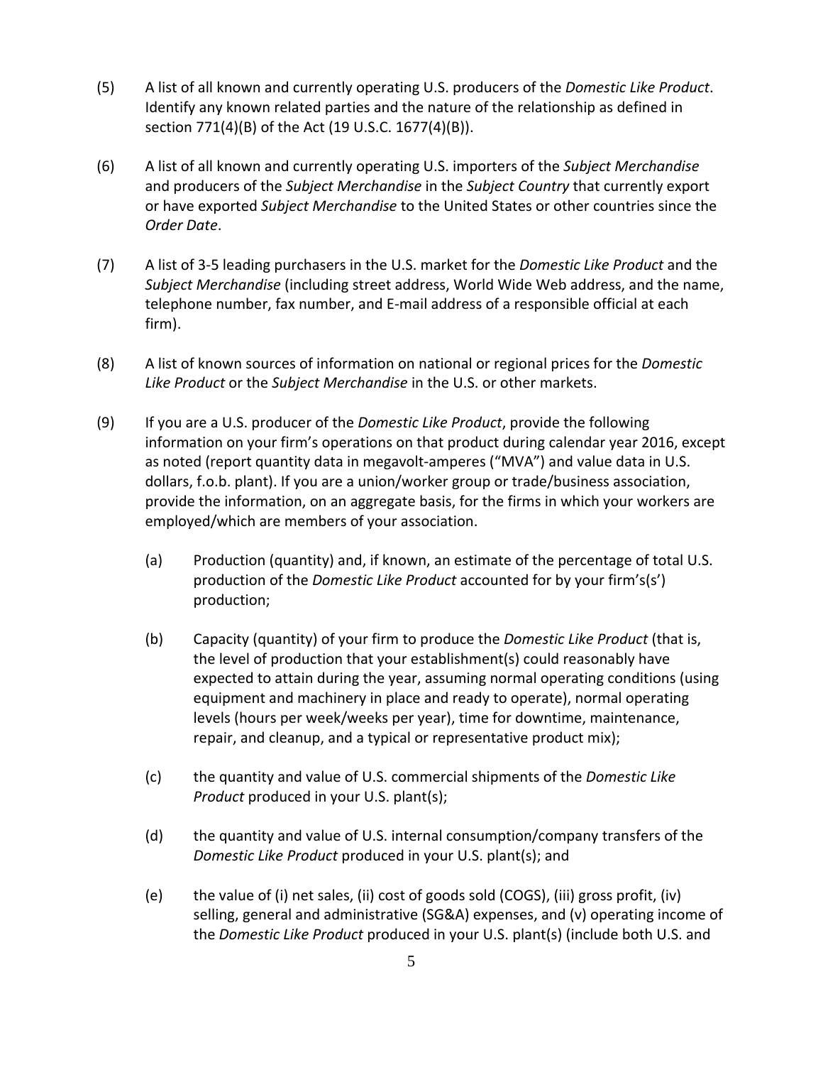(5) A list of all known and currently operating U.S. producers of the *Domestic Like Product*. Identify any known related parties and the nature of the relationship as defined in section 771(4)(B) of the Act (19 U.S.C. 1677(4)(B)).

(6) A list of all known and currently operating U.S. importers of the *Subject Merchandise* and producers of the *Subject Merchandise* in the *Subject Country* that currently export or have exported *Subject Merchandise* to the United States or other countries since the *Order Date*.

(7) A list of 3-5 leading purchasers in the U.S. market for the *Domestic Like Product* and the *Subject Merchandise* (including street address, World Wide Web address, and the name, telephone number, fax number, and E-mail address of a responsible official at each firm).

(8) A list of known sources of information on national or regional prices for the *Domestic Like Product* or the *Subject Merchandise* in the U.S. or other markets.

(9) If you are a U.S. producer of the *Domestic Like Product*, provide the following information on your firm's operations on that product during calendar year 2016, except as noted (report quantity data in megavolt-amperes ("MVA") and value data in U.S. dollars, f.o.b. plant). If you are a union/worker group or trade/business association, provide the information, on an aggregate basis, for the firms in which your workers are employed/which are members of your association.

   (a) Production (quantity) and, if known, an estimate of the percentage of total U.S. production of the *Domestic Like Product* accounted for by your firm's(s') production;

   (b) Capacity (quantity) of your firm to produce the *Domestic Like Product* (that is, the level of production that your establishment(s) could reasonably have expected to attain during the year, assuming normal operating conditions (using equipment and machinery in place and ready to operate), normal operating levels (hours per week/weeks per year), time for downtime, maintenance, repair, and cleanup, and a typical or representative product mix);

   (c) the quantity and value of U.S. commercial shipments of the *Domestic Like Product* produced in your U.S. plant(s);

   (d) the quantity and value of U.S. internal consumption/company transfers of the *Domestic Like Product* produced in your U.S. plant(s); and

   (e) the value of (i) net sales, (ii) cost of goods sold (COGS), (iii) gross profit, (iv) selling, general and administrative (SG&A) expenses, and (v) operating income of the *Domestic Like Product* produced in your U.S. plant(s) (include both U.S. and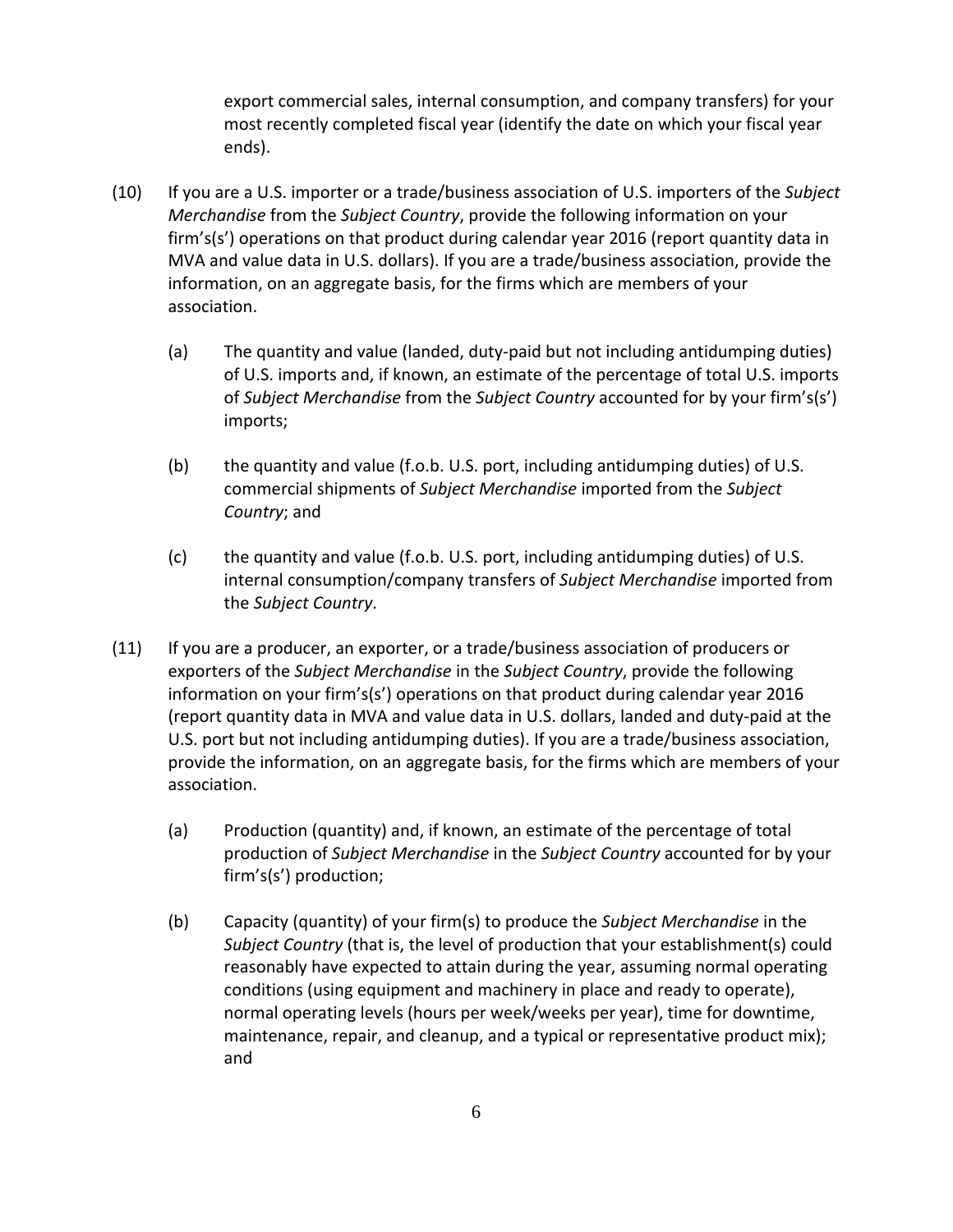export commercial sales, internal consumption, and company transfers) for your most recently completed fiscal year (identify the date on which your fiscal year ends).

(10) If you are a U.S. importer or a trade/business association of U.S. importers of the *Subject Merchandise* from the *Subject Country*, provide the following information on your firm's(s') operations on that product during calendar year 2016 (report quantity data in MVA and value data in U.S. dollars). If you are a trade/business association, provide the information, on an aggregate basis, for the firms which are members of your association.

   (a) The quantity and value (landed, duty-paid but not including antidumping duties) of U.S. imports and, if known, an estimate of the percentage of total U.S. imports of *Subject Merchandise* from the *Subject Country* accounted for by your firm's(s') imports;

   (b) the quantity and value (f.o.b. U.S. port, including antidumping duties) of U.S. commercial shipments of *Subject Merchandise* imported from the *Subject Country*; and

   (c) the quantity and value (f.o.b. U.S. port, including antidumping duties) of U.S. internal consumption/company transfers of *Subject Merchandise* imported from the *Subject Country*.

(11) If you are a producer, an exporter, or a trade/business association of producers or exporters of the *Subject Merchandise* in the *Subject Country*, provide the following information on your firm's(s') operations on that product during calendar year 2016 (report quantity data in MVA and value data in U.S. dollars, landed and duty-paid at the U.S. port but not including antidumping duties). If you are a trade/business association, provide the information, on an aggregate basis, for the firms which are members of your association.

   (a) Production (quantity) and, if known, an estimate of the percentage of total production of *Subject Merchandise* in the *Subject Country* accounted for by your firm's(s') production;

   (b) Capacity (quantity) of your firm(s) to produce the *Subject Merchandise* in the *Subject Country* (that is, the level of production that your establishment(s) could reasonably have expected to attain during the year, assuming normal operating conditions (using equipment and machinery in place and ready to operate), normal operating levels (hours per week/weeks per year), time for downtime, maintenance, repair, and cleanup, and a typical or representative product mix); and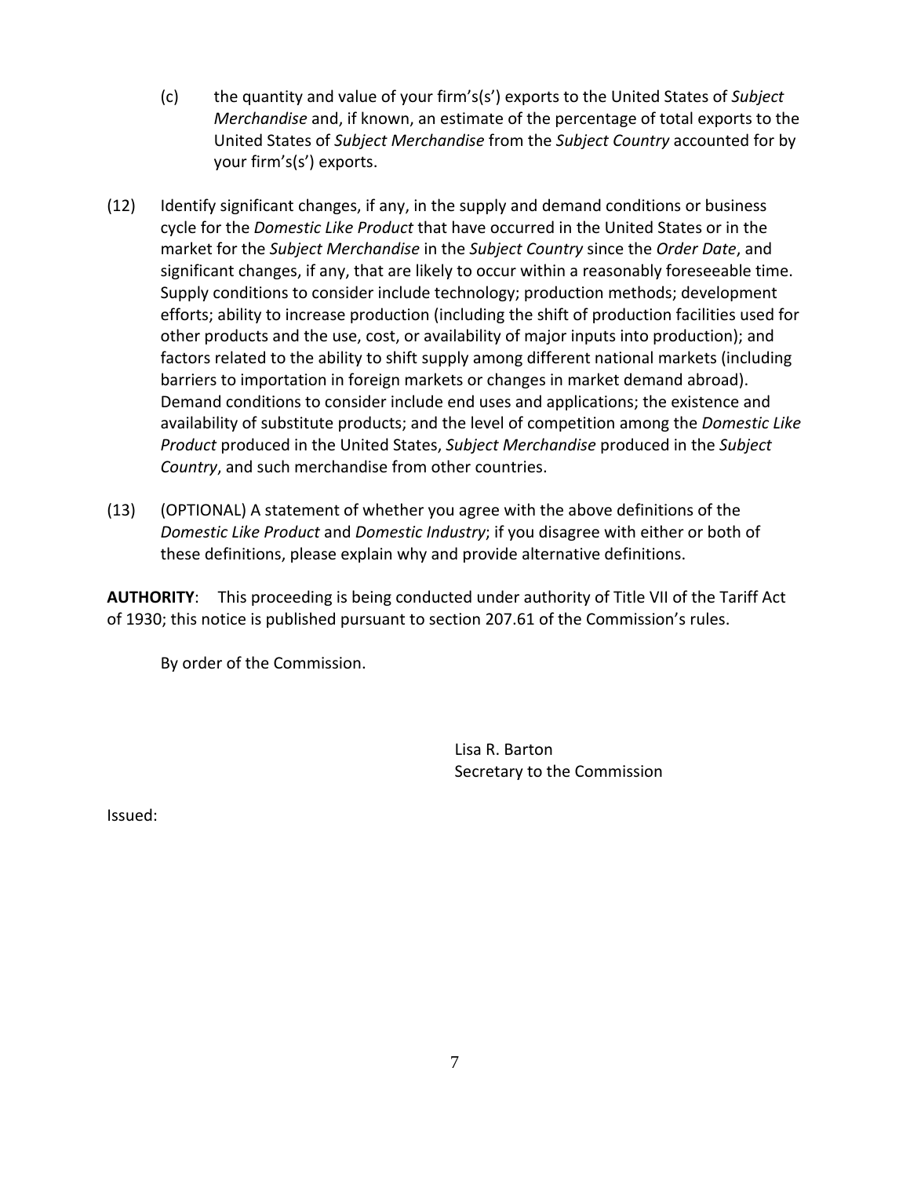(c) the quantity and value of your firm's(s') exports to the United States of *Subject Merchandise* and, if known, an estimate of the percentage of total exports to the United States of *Subject Merchandise* from the *Subject Country* accounted for by your firm's(s') exports.

(12) Identify significant changes, if any, in the supply and demand conditions or business cycle for the *Domestic Like Product* that have occurred in the United States or in the market for the *Subject Merchandise* in the *Subject Country* since the *Order Date*, and significant changes, if any, that are likely to occur within a reasonably foreseeable time. Supply conditions to consider include technology; production methods; development efforts; ability to increase production (including the shift of production facilities used for other products and the use, cost, or availability of major inputs into production); and factors related to the ability to shift supply among different national markets (including barriers to importation in foreign markets or changes in market demand abroad). Demand conditions to consider include end uses and applications; the existence and availability of substitute products; and the level of competition among the *Domestic Like Product* produced in the United States, *Subject Merchandise* produced in the *Subject Country*, and such merchandise from other countries.

(13) (OPTIONAL) A statement of whether you agree with the above definitions of the *Domestic Like Product* and *Domestic Industry*; if you disagree with either or both of these definitions, please explain why and provide alternative definitions.

**AUTHORITY**: This proceeding is being conducted under authority of Title VII of the Tariff Act of 1930; this notice is published pursuant to section 207.61 of the Commission's rules.

By order of the Commission.

Lisa R. Barton
Secretary to the Commission

Issued: